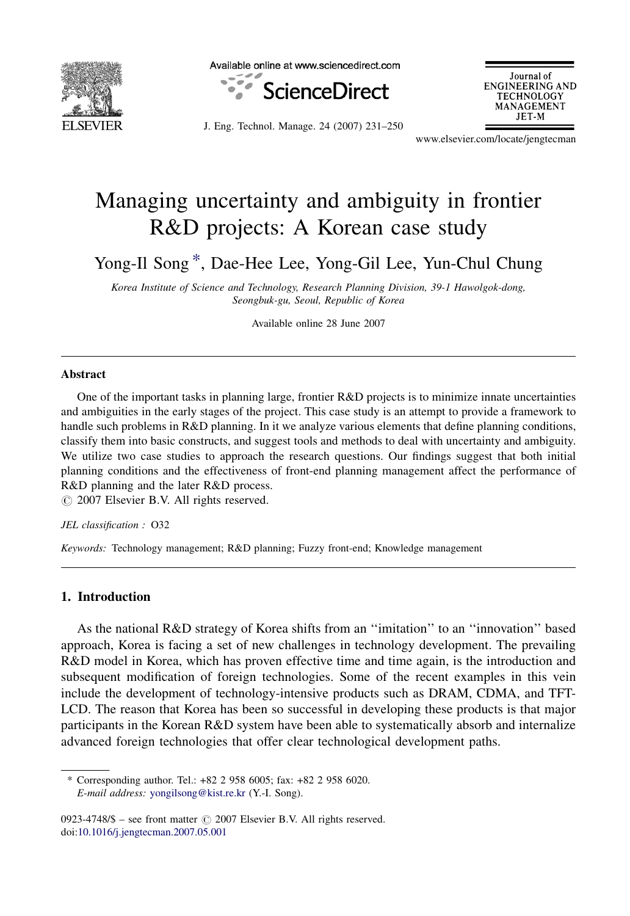# Managing uncertainty and ambiguity in frontier R&D projects: A Korean case study

Yong-Il Song *, Dae-Hee Lee, Yong-Gil Lee, Yun-Chul Chung

*Korea Institute of Science and Technology, Research Planning Division, 39-1 Hawolgok-dong, Seongbuk-gu, Seoul, Republic of Korea*

Available online 28 June 2007

## Abstract

One of the important tasks in planning large, frontier R&D projects is to minimize innate uncertainties and ambiguities in the early stages of the project. This case study is an attempt to provide a framework to handle such problems in R&D planning. In it we analyze various elements that define planning conditions, classify them into basic constructs, and suggest tools and methods to deal with uncertainty and ambiguity. We utilize two case studies to approach the research questions. Our findings suggest that both initial planning conditions and the effectiveness of front-end planning management affect the performance of R&D planning and the later R&D process.

© 2007 Elsevier B.V. All rights reserved.

*JEL classification :* O32

*Keywords:* Technology management; R&D planning; Fuzzy front-end; Knowledge management

## 1. Introduction

As the national R&D strategy of Korea shifts from an ''imitation'' to an ''innovation'' based approach, Korea is facing a set of new challenges in technology development. The prevailing R&D model in Korea, which has proven effective time and time again, is the introduction and subsequent modification of foreign technologies. Some of the recent examples in this vein include the development of technology-intensive products such as DRAM, CDMA, and TFT-LCD. The reason that Korea has been so successful in developing these products is that major participants in the Korean R&D system have been able to systematically absorb and internalize advanced foreign technologies that offer clear technological development paths.

* Corresponding author. Tel.: +82 2 958 6005; fax: +82 2 958 6020.
*E-mail address:* yongilsong@kist.re.kr (Y.-I. Song).

0923-4748/$ – see front matter © 2007 Elsevier B.V. All rights reserved.
doi:10.1016/j.jengtecman.2007.05.001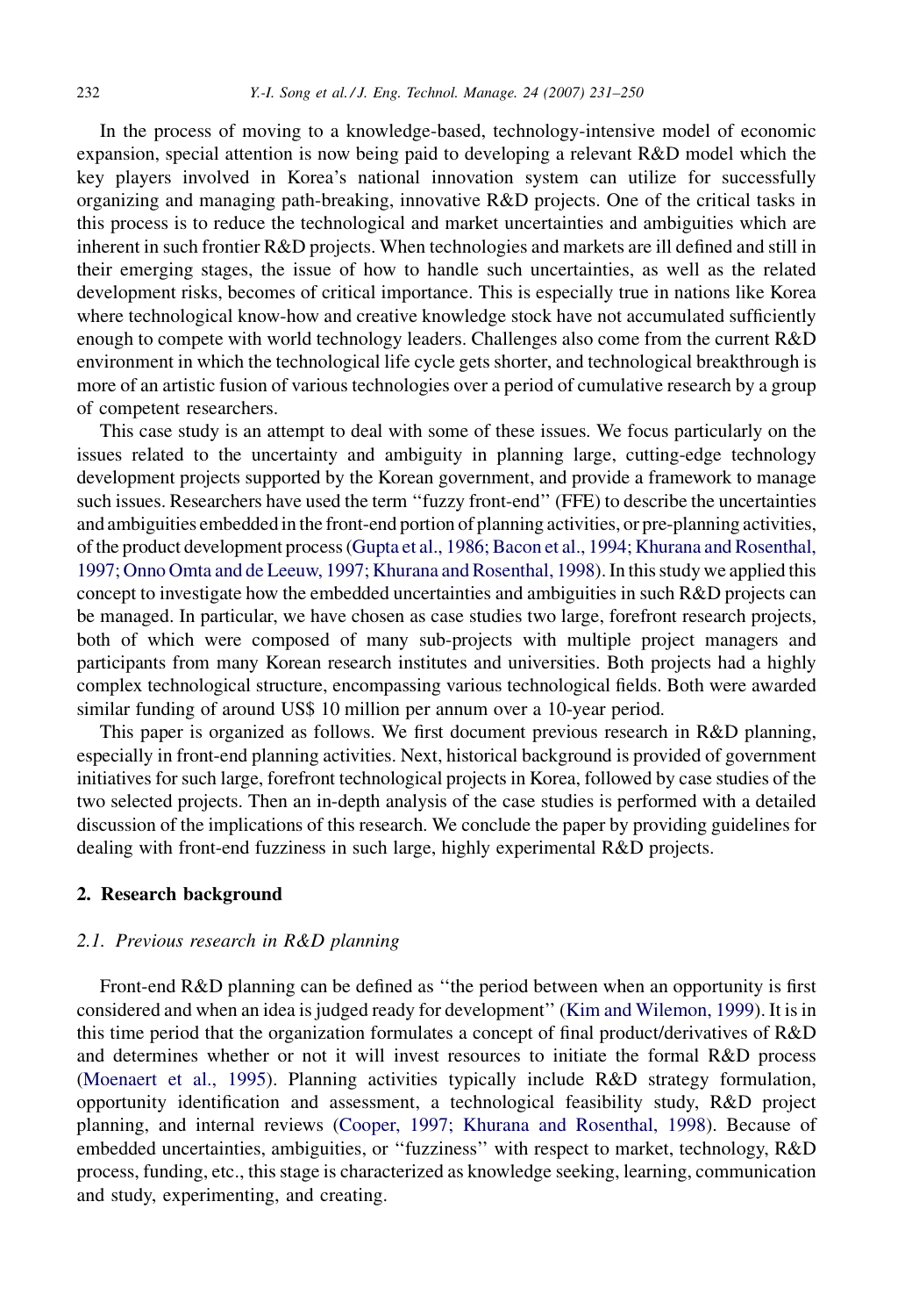In the process of moving to a knowledge-based, technology-intensive model of economic expansion, special attention is now being paid to developing a relevant R&D model which the key players involved in Korea's national innovation system can utilize for successfully organizing and managing path-breaking, innovative R&D projects. One of the critical tasks in this process is to reduce the technological and market uncertainties and ambiguities which are inherent in such frontier R&D projects. When technologies and markets are ill defined and still in their emerging stages, the issue of how to handle such uncertainties, as well as the related development risks, becomes of critical importance. This is especially true in nations like Korea where technological know-how and creative knowledge stock have not accumulated sufficiently enough to compete with world technology leaders. Challenges also come from the current R&D environment in which the technological life cycle gets shorter, and technological breakthrough is more of an artistic fusion of various technologies over a period of cumulative research by a group of competent researchers.

This case study is an attempt to deal with some of these issues. We focus particularly on the issues related to the uncertainty and ambiguity in planning large, cutting-edge technology development projects supported by the Korean government, and provide a framework to manage such issues. Researchers have used the term "fuzzy front-end" (FFE) to describe the uncertainties and ambiguities embedded in the front-end portion of planning activities, or pre-planning activities, of the product development process (Gupta et al., 1986; Bacon et al., 1994; Khurana and Rosenthal, 1997; Onno Omta and de Leeuw, 1997; Khurana and Rosenthal, 1998). In this study we applied this concept to investigate how the embedded uncertainties and ambiguities in such R&D projects can be managed. In particular, we have chosen as case studies two large, forefront research projects, both of which were composed of many sub-projects with multiple project managers and participants from many Korean research institutes and universities. Both projects had a highly complex technological structure, encompassing various technological fields. Both were awarded similar funding of around US$ 10 million per annum over a 10-year period.

This paper is organized as follows. We first document previous research in R&D planning, especially in front-end planning activities. Next, historical background is provided of government initiatives for such large, forefront technological projects in Korea, followed by case studies of the two selected projects. Then an in-depth analysis of the case studies is performed with a detailed discussion of the implications of this research. We conclude the paper by providing guidelines for dealing with front-end fuzziness in such large, highly experimental R&D projects.

## 2. Research background

### 2.1. Previous research in R&D planning

Front-end R&D planning can be defined as "the period between when an opportunity is first considered and when an idea is judged ready for development" (Kim and Wilemon, 1999). It is in this time period that the organization formulates a concept of final product/derivatives of R&D and determines whether or not it will invest resources to initiate the formal R&D process (Moenaert et al., 1995). Planning activities typically include R&D strategy formulation, opportunity identification and assessment, a technological feasibility study, R&D project planning, and internal reviews (Cooper, 1997; Khurana and Rosenthal, 1998). Because of embedded uncertainties, ambiguities, or "fuzziness" with respect to market, technology, R&D process, funding, etc., this stage is characterized as knowledge seeking, learning, communication and study, experimenting, and creating.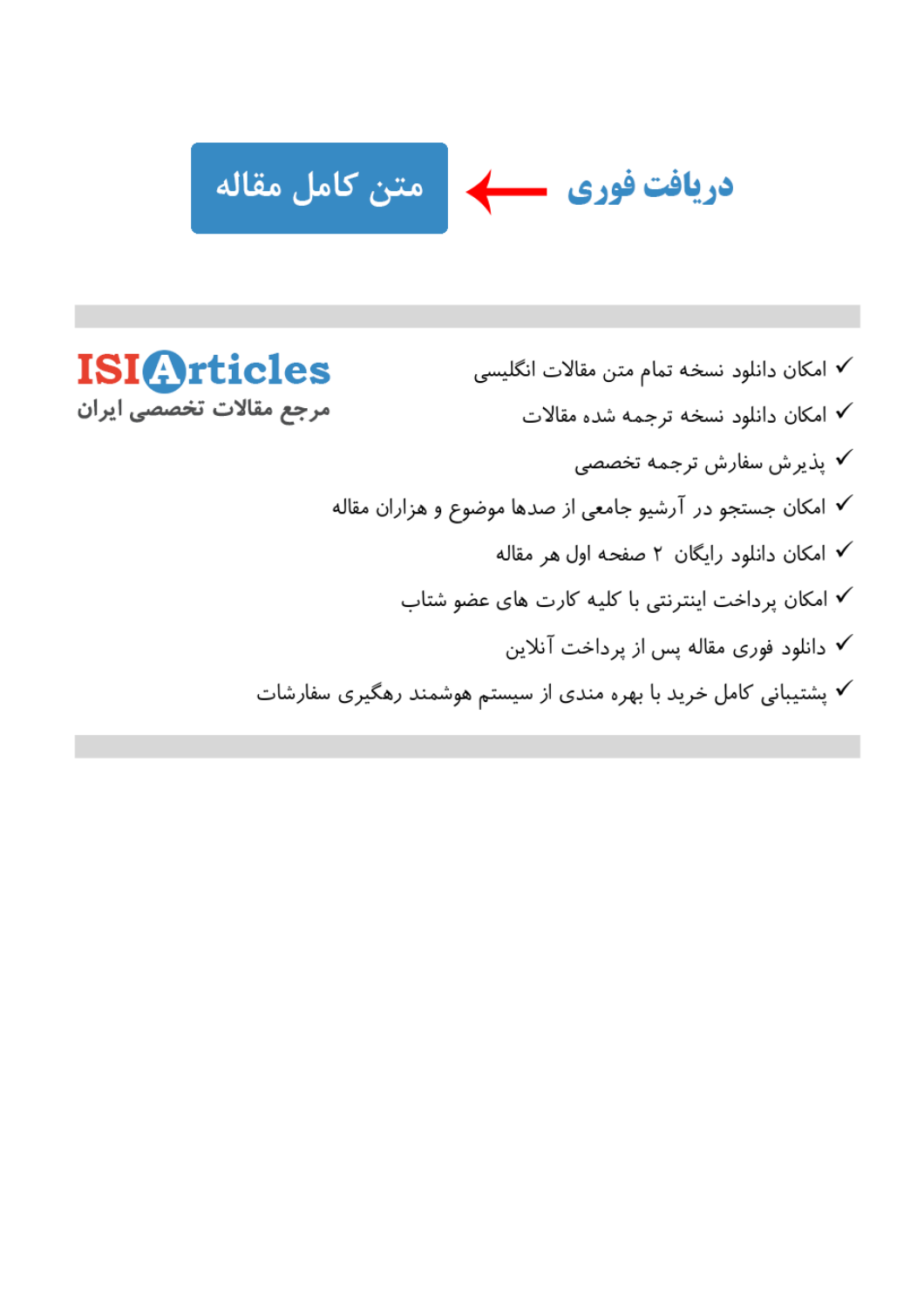دریافت فوری ← متن کامل مقاله

ISIArticles
مرجع مقالات تخصصی ایران

- ✓ امکان دانلود نسخه تمام متن مقالات انگلیسی
- ✓ امکان دانلود نسخه ترجمه شده مقالات
- ✓ پذیرش سفارش ترجمه تخصصی
- ✓ امکان جستجو در آرشیو جامعی از صدها موضوع و هزاران مقاله
- ✓ امکان دانلود رایگان ۲ صفحه اول هر مقاله
- ✓ امکان پرداخت اینترنتی با کلیه کارت های عضو شتاب
- ✓ دانلود فوری مقاله پس از پرداخت آنلاین
- ✓ پشتیبانی کامل خرید با بهره مندی از سیستم هوشمند رهگیری سفارشات